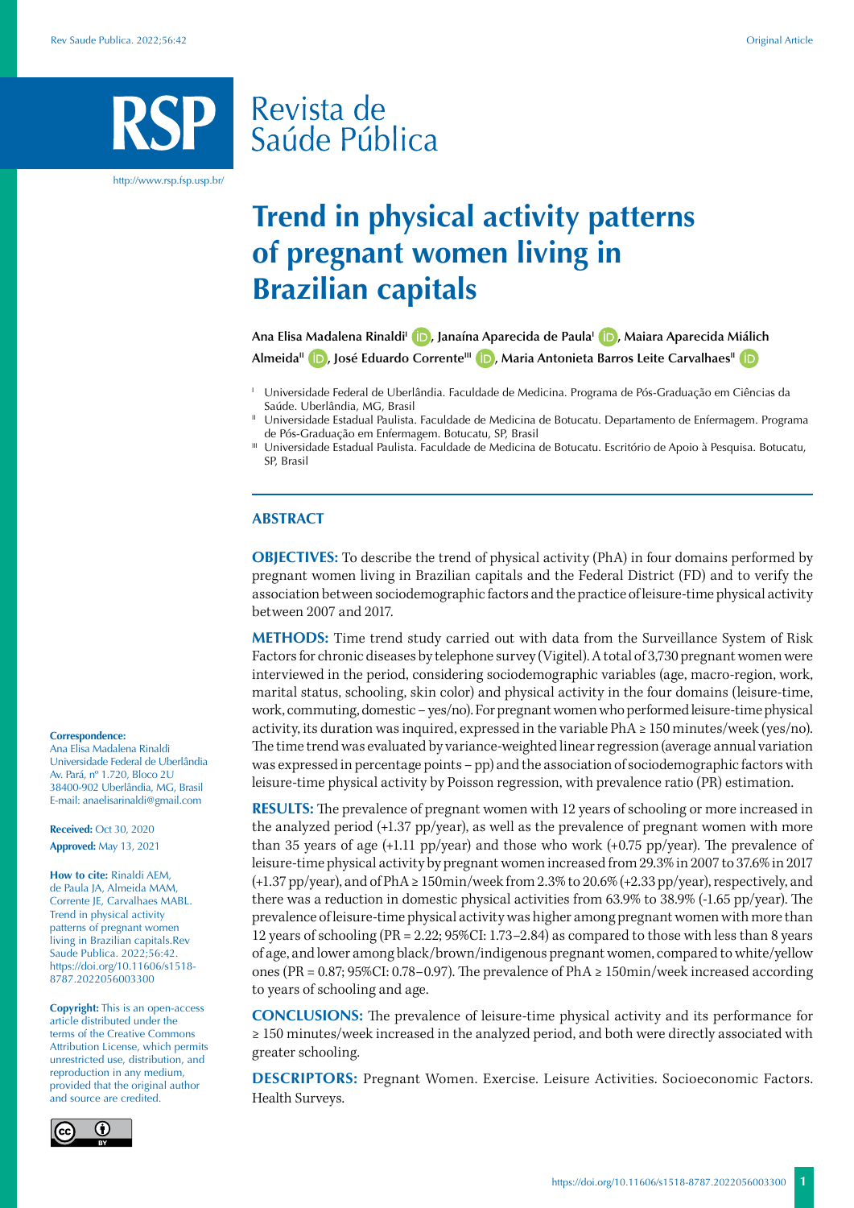# Trend in physical activity patterns of pregnant women living in Brazilian capitals

Ana Elisa Madalena Rinaldi[I], Janaína Aparecida de Paula[I], Maiara Aparecida Miálich Almeida[II], José Eduardo Corrente[III], Maria Antonieta Barros Leite Carvalhaes[II]

[I] Universidade Federal de Uberlândia. Faculdade de Medicina. Programa de Pós-Graduação em Ciências da Saúde. Uberlândia, MG, Brasil

[II] Universidade Estadual Paulista. Faculdade de Medicina de Botucatu. Departamento de Enfermagem. Programa de Pós-Graduação em Enfermagem. Botucatu, SP, Brasil

[III] Universidade Estadual Paulista. Faculdade de Medicina de Botucatu. Escritório de Apoio à Pesquisa. Botucatu, SP, Brasil

## ABSTRACT

**OBJECTIVES:** To describe the trend of physical activity (PhA) in four domains performed by pregnant women living in Brazilian capitals and the Federal District (FD) and to verify the association between sociodemographic factors and the practice of leisure-time physical activity between 2007 and 2017.

**METHODS:** Time trend study carried out with data from the Surveillance System of Risk Factors for chronic diseases by telephone survey (Vigitel). A total of 3,730 pregnant women were interviewed in the period, considering sociodemographic variables (age, macro-region, work, marital status, schooling, skin color) and physical activity in the four domains (leisure-time, work, commuting, domestic – yes/no). For pregnant women who performed leisure-time physical activity, its duration was inquired, expressed in the variable PhA ≥ 150 minutes/week (yes/no). The time trend was evaluated by variance-weighted linear regression (average annual variation was expressed in percentage points – pp) and the association of sociodemographic factors with leisure-time physical activity by Poisson regression, with prevalence ratio (PR) estimation.

**RESULTS:** The prevalence of pregnant women with 12 years of schooling or more increased in the analyzed period (+1.37 pp/year), as well as the prevalence of pregnant women with more than 35 years of age (+1.11 pp/year) and those who work (+0.75 pp/year). The prevalence of leisure-time physical activity by pregnant women increased from 29.3% in 2007 to 37.6% in 2017 (+1.37 pp/year), and of PhA ≥ 150min/week from 2.3% to 20.6% (+2.33 pp/year), respectively, and there was a reduction in domestic physical activities from 63.9% to 38.9% (-1.65 pp/year). The prevalence of leisure-time physical activity was higher among pregnant women with more than 12 years of schooling (PR = 2.22; 95%CI: 1.73–2.84) as compared to those with less than 8 years of age, and lower among black/brown/indigenous pregnant women, compared to white/yellow ones (PR = 0.87; 95%CI: 0.78–0.97). The prevalence of PhA ≥ 150min/week increased according to years of schooling and age.

**CONCLUSIONS:** The prevalence of leisure-time physical activity and its performance for ≥ 150 minutes/week increased in the analyzed period, and both were directly associated with greater schooling.

**DESCRIPTORS:** Pregnant Women. Exercise. Leisure Activities. Socioeconomic Factors. Health Surveys.

**Correspondence:**
Ana Elisa Madalena Rinaldi
Universidade Federal de Uberlândia
Av. Pará, nº 1.720, Bloco 2U
38400-902 Uberlândia, MG, Brasil
E-mail: anaelisarinaldi@gmail.com

**Received:** Oct 30, 2020
**Approved:** May 13, 2021

**How to cite:** Rinaldi AEM, de Paula JA, Almeida MAM, Corrente JE, Carvalhaes MABL. Trend in physical activity patterns of pregnant women living in Brazilian capitals.Rev Saude Publica. 2022;56:42. https://doi.org/10.11606/s1518-8787.2022056003300

**Copyright:** This is an open-access article distributed under the terms of the Creative Commons Attribution License, which permits unrestricted use, distribution, and reproduction in any medium, provided that the original author and source are credited.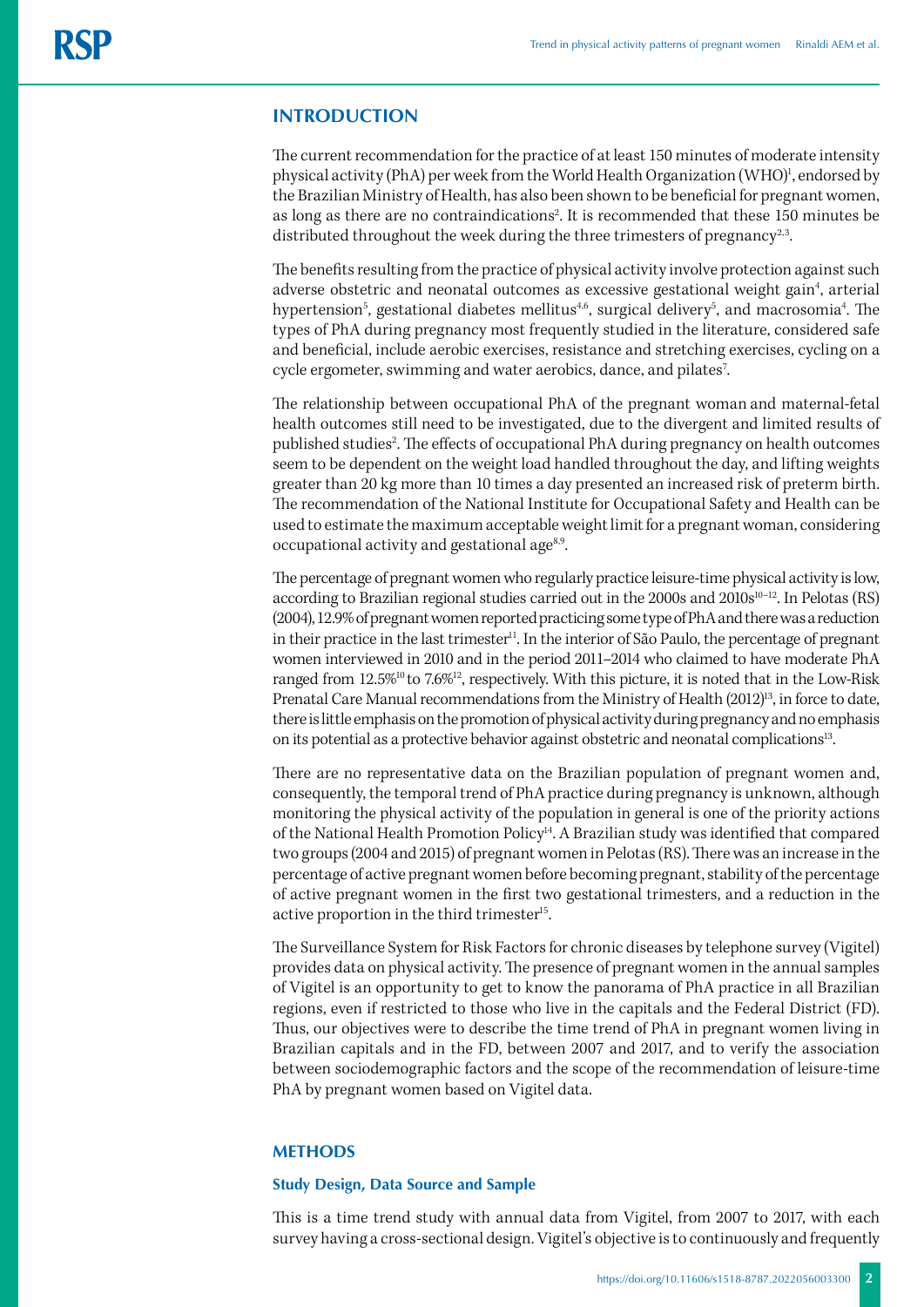## INTRODUCTION

The current recommendation for the practice of at least 150 minutes of moderate intensity physical activity (PhA) per week from the World Health Organization (WHO)[1], endorsed by the Brazilian Ministry of Health, has also been shown to be beneficial for pregnant women, as long as there are no contraindications[2]. It is recommended that these 150 minutes be distributed throughout the week during the three trimesters of pregnancy[2,3].

The benefits resulting from the practice of physical activity involve protection against such adverse obstetric and neonatal outcomes as excessive gestational weight gain[4], arterial hypertension[5], gestational diabetes mellitus[4,6], surgical delivery[5], and macrosomia[4]. The types of PhA during pregnancy most frequently studied in the literature, considered safe and beneficial, include aerobic exercises, resistance and stretching exercises, cycling on a cycle ergometer, swimming and water aerobics, dance, and pilates[7].

The relationship between occupational PhA of the pregnant woman and maternal-fetal health outcomes still need to be investigated, due to the divergent and limited results of published studies[2]. The effects of occupational PhA during pregnancy on health outcomes seem to be dependent on the weight load handled throughout the day, and lifting weights greater than 20 kg more than 10 times a day presented an increased risk of preterm birth. The recommendation of the National Institute for Occupational Safety and Health can be used to estimate the maximum acceptable weight limit for a pregnant woman, considering occupational activity and gestational age[8,9].

The percentage of pregnant women who regularly practice leisure-time physical activity is low, according to Brazilian regional studies carried out in the 2000s and 2010s[10–12]. In Pelotas (RS) (2004), 12.9% of pregnant women reported practicing some type of PhA and there was a reduction in their practice in the last trimester[11]. In the interior of São Paulo, the percentage of pregnant women interviewed in 2010 and in the period 2011–2014 who claimed to have moderate PhA ranged from 12.5%[10] to 7.6%[12], respectively. With this picture, it is noted that in the Low-Risk Prenatal Care Manual recommendations from the Ministry of Health (2012)[13], in force to date, there is little emphasis on the promotion of physical activity during pregnancy and no emphasis on its potential as a protective behavior against obstetric and neonatal complications[13].

There are no representative data on the Brazilian population of pregnant women and, consequently, the temporal trend of PhA practice during pregnancy is unknown, although monitoring the physical activity of the population in general is one of the priority actions of the National Health Promotion Policy[14]. A Brazilian study was identified that compared two groups (2004 and 2015) of pregnant women in Pelotas (RS). There was an increase in the percentage of active pregnant women before becoming pregnant, stability of the percentage of active pregnant women in the first two gestational trimesters, and a reduction in the active proportion in the third trimester[15].

The Surveillance System for Risk Factors for chronic diseases by telephone survey (Vigitel) provides data on physical activity. The presence of pregnant women in the annual samples of Vigitel is an opportunity to get to know the panorama of PhA practice in all Brazilian regions, even if restricted to those who live in the capitals and the Federal District (FD). Thus, our objectives were to describe the time trend of PhA in pregnant women living in Brazilian capitals and in the FD, between 2007 and 2017, and to verify the association between sociodemographic factors and the scope of the recommendation of leisure-time PhA by pregnant women based on Vigitel data.

## METHODS

### Study Design, Data Source and Sample

This is a time trend study with annual data from Vigitel, from 2007 to 2017, with each survey having a cross-sectional design. Vigitel's objective is to continuously and frequently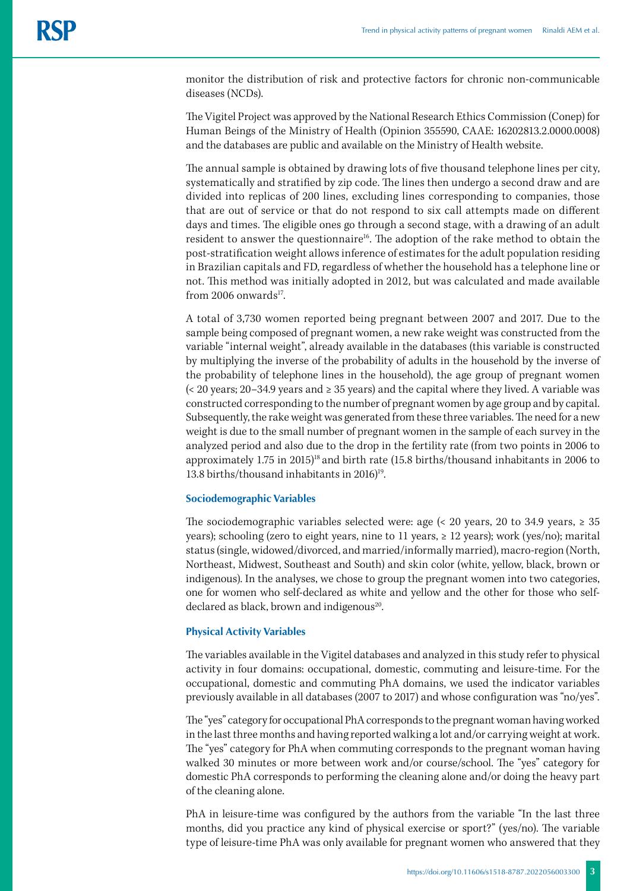monitor the distribution of risk and protective factors for chronic non-communicable diseases (NCDs).

The Vigitel Project was approved by the National Research Ethics Commission (Conep) for Human Beings of the Ministry of Health (Opinion 355590, CAAE: 16202813.2.0000.0008) and the databases are public and available on the Ministry of Health website.

The annual sample is obtained by drawing lots of five thousand telephone lines per city, systematically and stratified by zip code. The lines then undergo a second draw and are divided into replicas of 200 lines, excluding lines corresponding to companies, those that are out of service or that do not respond to six call attempts made on different days and times. The eligible ones go through a second stage, with a drawing of an adult resident to answer the questionnaire[16]. The adoption of the rake method to obtain the post-stratification weight allows inference of estimates for the adult population residing in Brazilian capitals and FD, regardless of whether the household has a telephone line or not. This method was initially adopted in 2012, but was calculated and made available from 2006 onwards[17].

A total of 3,730 women reported being pregnant between 2007 and 2017. Due to the sample being composed of pregnant women, a new rake weight was constructed from the variable "internal weight", already available in the databases (this variable is constructed by multiplying the inverse of the probability of adults in the household by the inverse of the probability of telephone lines in the household), the age group of pregnant women (< 20 years; 20–34.9 years and ≥ 35 years) and the capital where they lived. A variable was constructed corresponding to the number of pregnant women by age group and by capital. Subsequently, the rake weight was generated from these three variables. The need for a new weight is due to the small number of pregnant women in the sample of each survey in the analyzed period and also due to the drop in the fertility rate (from two points in 2006 to approximately 1.75 in 2015)[18] and birth rate (15.8 births/thousand inhabitants in 2006 to 13.8 births/thousand inhabitants in 2016)[19].

### Sociodemographic Variables

The sociodemographic variables selected were: age (< 20 years, 20 to 34.9 years, ≥ 35 years); schooling (zero to eight years, nine to 11 years, ≥ 12 years); work (yes/no); marital status (single, widowed/divorced, and married/informally married), macro-region (North, Northeast, Midwest, Southeast and South) and skin color (white, yellow, black, brown or indigenous). In the analyses, we chose to group the pregnant women into two categories, one for women who self-declared as white and yellow and the other for those who self-declared as black, brown and indigenous[20].

### Physical Activity Variables

The variables available in the Vigitel databases and analyzed in this study refer to physical activity in four domains: occupational, domestic, commuting and leisure-time. For the occupational, domestic and commuting PhA domains, we used the indicator variables previously available in all databases (2007 to 2017) and whose configuration was "no/yes".

The "yes" category for occupational PhA corresponds to the pregnant woman having worked in the last three months and having reported walking a lot and/or carrying weight at work. The "yes" category for PhA when commuting corresponds to the pregnant woman having walked 30 minutes or more between work and/or course/school. The "yes" category for domestic PhA corresponds to performing the cleaning alone and/or doing the heavy part of the cleaning alone.

PhA in leisure-time was configured by the authors from the variable "In the last three months, did you practice any kind of physical exercise or sport?" (yes/no). The variable type of leisure-time PhA was only available for pregnant women who answered that they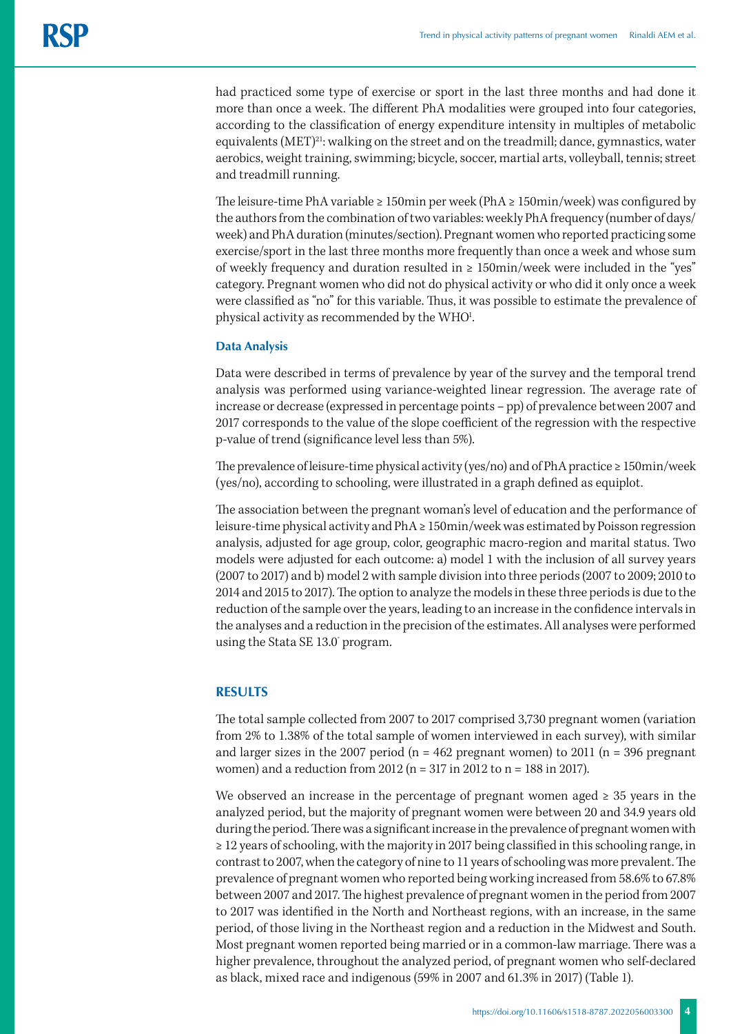had practiced some type of exercise or sport in the last three months and had done it more than once a week. The different PhA modalities were grouped into four categories, according to the classification of energy expenditure intensity in multiples of metabolic equivalents (MET)[21]: walking on the street and on the treadmill; dance, gymnastics, water aerobics, weight training, swimming; bicycle, soccer, martial arts, volleyball, tennis; street and treadmill running.

The leisure-time PhA variable ≥ 150min per week (PhA ≥ 150min/week) was configured by the authors from the combination of two variables: weekly PhA frequency (number of days/week) and PhA duration (minutes/section). Pregnant women who reported practicing some exercise/sport in the last three months more frequently than once a week and whose sum of weekly frequency and duration resulted in ≥ 150min/week were included in the "yes" category. Pregnant women who did not do physical activity or who did it only once a week were classified as "no" for this variable. Thus, it was possible to estimate the prevalence of physical activity as recommended by the WHO[1].

### Data Analysis

Data were described in terms of prevalence by year of the survey and the temporal trend analysis was performed using variance-weighted linear regression. The average rate of increase or decrease (expressed in percentage points – pp) of prevalence between 2007 and 2017 corresponds to the value of the slope coefficient of the regression with the respective p-value of trend (significance level less than 5%).

The prevalence of leisure-time physical activity (yes/no) and of PhA practice ≥ 150min/week (yes/no), according to schooling, were illustrated in a graph defined as equiplot.

The association between the pregnant woman's level of education and the performance of leisure-time physical activity and PhA ≥ 150min/week was estimated by Poisson regression analysis, adjusted for age group, color, geographic macro-region and marital status. Two models were adjusted for each outcome: a) model 1 with the inclusion of all survey years (2007 to 2017) and b) model 2 with sample division into three periods (2007 to 2009; 2010 to 2014 and 2015 to 2017). The option to analyze the models in these three periods is due to the reduction of the sample over the years, leading to an increase in the confidence intervals in the analyses and a reduction in the precision of the estimates. All analyses were performed using the Stata SE 13.0® program.

## RESULTS

The total sample collected from 2007 to 2017 comprised 3,730 pregnant women (variation from 2% to 1.38% of the total sample of women interviewed in each survey), with similar and larger sizes in the 2007 period (n = 462 pregnant women) to 2011 (n = 396 pregnant women) and a reduction from 2012 (n = 317 in 2012 to n = 188 in 2017).

We observed an increase in the percentage of pregnant women aged ≥ 35 years in the analyzed period, but the majority of pregnant women were between 20 and 34.9 years old during the period. There was a significant increase in the prevalence of pregnant women with ≥ 12 years of schooling, with the majority in 2017 being classified in this schooling range, in contrast to 2007, when the category of nine to 11 years of schooling was more prevalent. The prevalence of pregnant women who reported being working increased from 58.6% to 67.8% between 2007 and 2017. The highest prevalence of pregnant women in the period from 2007 to 2017 was identified in the North and Northeast regions, with an increase, in the same period, of those living in the Northeast region and a reduction in the Midwest and South. Most pregnant women reported being married or in a common-law marriage. There was a higher prevalence, throughout the analyzed period, of pregnant women who self-declared as black, mixed race and indigenous (59% in 2007 and 61.3% in 2017) (Table 1).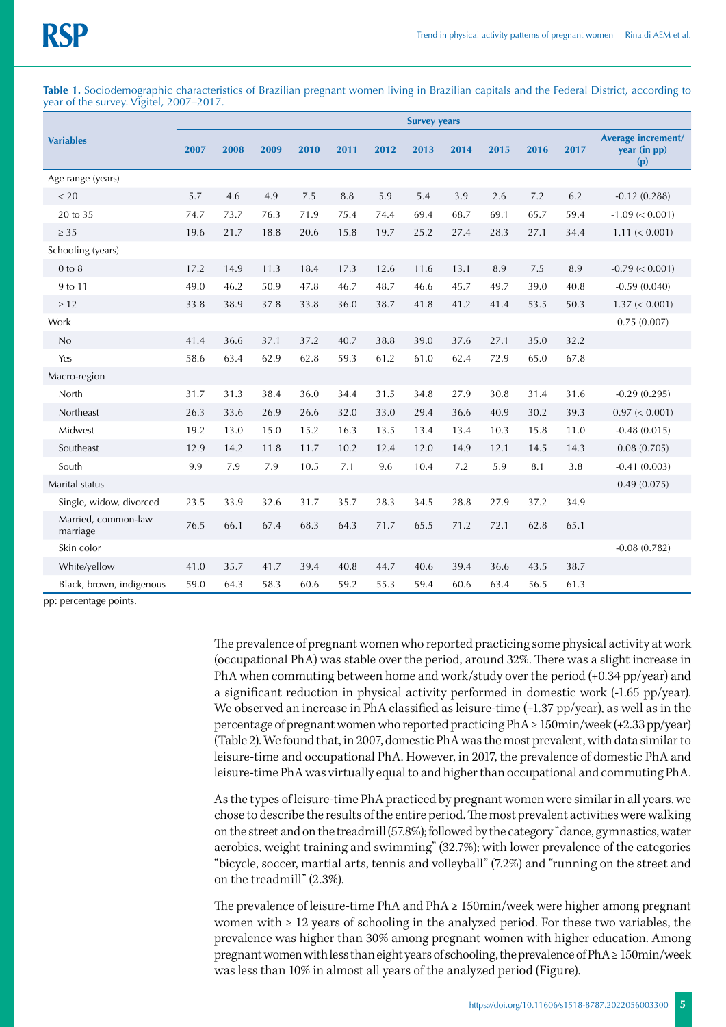**Table 1.** Sociodemographic characteristics of Brazilian pregnant women living in Brazilian capitals and the Federal District, according to year of the survey. Vigitel, 2007–2017.

| Variables | Survey years | | | | | | | | | | | |
|---|---|---|---|---|---|---|---|---|---|---|---|---|
| | 2007 | 2008 | 2009 | 2010 | 2011 | 2012 | 2013 | 2014 | 2015 | 2016 | 2017 | Average increment/ year (in pp) (p) |
| Age range (years) | | | | | | | | | | | | |
| < 20 | 5.7 | 4.6 | 4.9 | 7.5 | 8.8 | 5.9 | 5.4 | 3.9 | 2.6 | 7.2 | 6.2 | -0.12 (0.288) |
| 20 to 35 | 74.7 | 73.7 | 76.3 | 71.9 | 75.4 | 74.4 | 69.4 | 68.7 | 69.1 | 65.7 | 59.4 | -1.09 (< 0.001) |
| ≥ 35 | 19.6 | 21.7 | 18.8 | 20.6 | 15.8 | 19.7 | 25.2 | 27.4 | 28.3 | 27.1 | 34.4 | 1.11 (< 0.001) |
| Schooling (years) | | | | | | | | | | | | |
| 0 to 8 | 17.2 | 14.9 | 11.3 | 18.4 | 17.3 | 12.6 | 11.6 | 13.1 | 8.9 | 7.5 | 8.9 | -0.79 (< 0.001) |
| 9 to 11 | 49.0 | 46.2 | 50.9 | 47.8 | 46.7 | 48.7 | 46.6 | 45.7 | 49.7 | 39.0 | 40.8 | -0.59 (0.040) |
| ≥ 12 | 33.8 | 38.9 | 37.8 | 33.8 | 36.0 | 38.7 | 41.8 | 41.2 | 41.4 | 53.5 | 50.3 | 1.37 (< 0.001) |
| Work | | | | | | | | | | | | 0.75 (0.007) |
| No | 41.4 | 36.6 | 37.1 | 37.2 | 40.7 | 38.8 | 39.0 | 37.6 | 27.1 | 35.0 | 32.2 | |
| Yes | 58.6 | 63.4 | 62.9 | 62.8 | 59.3 | 61.2 | 61.0 | 62.4 | 72.9 | 65.0 | 67.8 | |
| Macro-region | | | | | | | | | | | | |
| North | 31.7 | 31.3 | 38.4 | 36.0 | 34.4 | 31.5 | 34.8 | 27.9 | 30.8 | 31.4 | 31.6 | -0.29 (0.295) |
| Northeast | 26.3 | 33.6 | 26.9 | 26.6 | 32.0 | 33.0 | 29.4 | 36.6 | 40.9 | 30.2 | 39.3 | 0.97 (< 0.001) |
| Midwest | 19.2 | 13.0 | 15.0 | 15.2 | 16.3 | 13.5 | 13.4 | 13.4 | 10.3 | 15.8 | 11.0 | -0.48 (0.015) |
| Southeast | 12.9 | 14.2 | 11.8 | 11.7 | 10.2 | 12.4 | 12.0 | 14.9 | 12.1 | 14.5 | 14.3 | 0.08 (0.705) |
| South | 9.9 | 7.9 | 7.9 | 10.5 | 7.1 | 9.6 | 10.4 | 7.2 | 5.9 | 8.1 | 3.8 | -0.41 (0.003) |
| Marital status | | | | | | | | | | | | 0.49 (0.075) |
| Single, widow, divorced | 23.5 | 33.9 | 32.6 | 31.7 | 35.7 | 28.3 | 34.5 | 28.8 | 27.9 | 37.2 | 34.9 | |
| Married, common-law marriage | 76.5 | 66.1 | 67.4 | 68.3 | 64.3 | 71.7 | 65.5 | 71.2 | 72.1 | 62.8 | 65.1 | |
| Skin color | | | | | | | | | | | | -0.08 (0.782) |
| White/yellow | 41.0 | 35.7 | 41.7 | 39.4 | 40.8 | 44.7 | 40.6 | 39.4 | 36.6 | 43.5 | 38.7 | |
| Black, brown, indigenous | 59.0 | 64.3 | 58.3 | 60.6 | 59.2 | 55.3 | 59.4 | 60.6 | 63.4 | 56.5 | 61.3 | |

pp: percentage points.

The prevalence of pregnant women who reported practicing some physical activity at work (occupational PhA) was stable over the period, around 32%. There was a slight increase in PhA when commuting between home and work/study over the period (+0.34 pp/year) and a significant reduction in physical activity performed in domestic work (-1.65 pp/year). We observed an increase in PhA classified as leisure-time (+1.37 pp/year), as well as in the percentage of pregnant women who reported practicing PhA ≥ 150min/week (+2.33 pp/year) (Table 2). We found that, in 2007, domestic PhA was the most prevalent, with data similar to leisure-time and occupational PhA. However, in 2017, the prevalence of domestic PhA and leisure-time PhA was virtually equal to and higher than occupational and commuting PhA.

As the types of leisure-time PhA practiced by pregnant women were similar in all years, we chose to describe the results of the entire period. The most prevalent activities were walking on the street and on the treadmill (57.8%); followed by the category "dance, gymnastics, water aerobics, weight training and swimming" (32.7%); with lower prevalence of the categories "bicycle, soccer, martial arts, tennis and volleyball" (7.2%) and "running on the street and on the treadmill" (2.3%).

The prevalence of leisure-time PhA and PhA ≥ 150min/week were higher among pregnant women with ≥ 12 years of schooling in the analyzed period. For these two variables, the prevalence was higher than 30% among pregnant women with higher education. Among pregnant women with less than eight years of schooling, the prevalence of PhA ≥ 150min/week was less than 10% in almost all years of the analyzed period (Figure).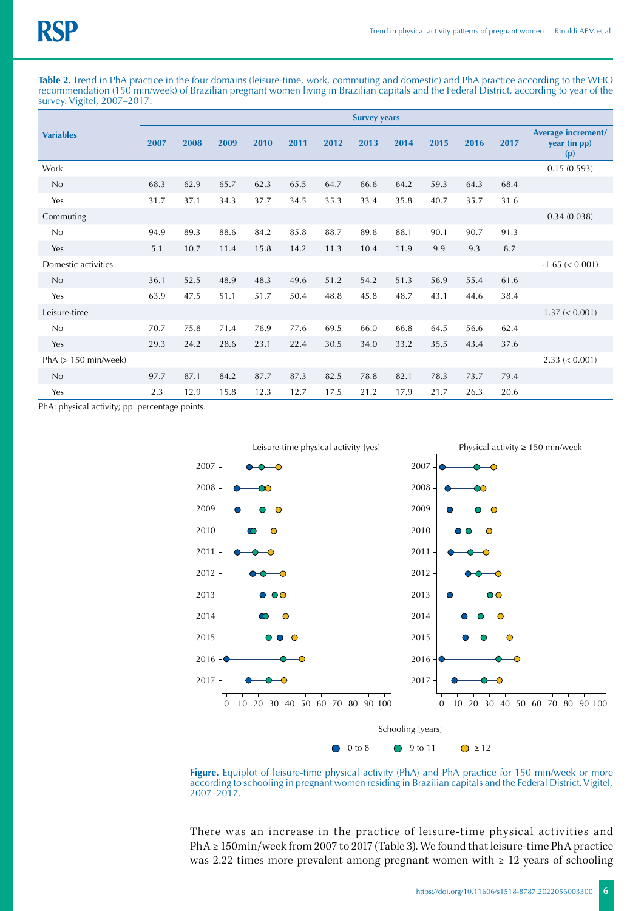**Table 2.** Trend in PhA practice in the four domains (leisure-time, work, commuting and domestic) and PhA practice according to the WHO recommendation (150 min/week) of Brazilian pregnant women living in Brazilian capitals and the Federal District, according to year of the survey. Vigitel, 2007–2017.

| Variables | Survey years | | | | | | | | | | | Average increment/ year (in pp) (p) |
|---|---|---|---|---|---|---|---|---|---|---|---|---|
| | 2007 | 2008 | 2009 | 2010 | 2011 | 2012 | 2013 | 2014 | 2015 | 2016 | 2017 | |
| Work | | | | | | | | | | | | 0.15 (0.593) |
| No | 68.3 | 62.9 | 65.7 | 62.3 | 65.5 | 64.7 | 66.6 | 64.2 | 59.3 | 64.3 | 68.4 | |
| Yes | 31.7 | 37.1 | 34.3 | 37.7 | 34.5 | 35.3 | 33.4 | 35.8 | 40.7 | 35.7 | 31.6 | |
| Commuting | | | | | | | | | | | | 0.34 (0.038) |
| No | 94.9 | 89.3 | 88.6 | 84.2 | 85.8 | 88.7 | 89.6 | 88.1 | 90.1 | 90.7 | 91.3 | |
| Yes | 5.1 | 10.7 | 11.4 | 15.8 | 14.2 | 11.3 | 10.4 | 11.9 | 9.9 | 9.3 | 8.7 | |
| Domestic activities | | | | | | | | | | | | -1.65 (< 0.001) |
| No | 36.1 | 52.5 | 48.9 | 48.3 | 49.6 | 51.2 | 54.2 | 51.3 | 56.9 | 55.4 | 61.6 | |
| Yes | 63.9 | 47.5 | 51.1 | 51.7 | 50.4 | 48.8 | 45.8 | 48.7 | 43.1 | 44.6 | 38.4 | |
| Leisure-time | | | | | | | | | | | | 1.37 (< 0.001) |
| No | 70.7 | 75.8 | 71.4 | 76.9 | 77.6 | 69.5 | 66.0 | 66.8 | 64.5 | 56.6 | 62.4 | |
| Yes | 29.3 | 24.2 | 28.6 | 23.1 | 22.4 | 30.5 | 34.0 | 33.2 | 35.5 | 43.4 | 37.6 | |
| PhA (> 150 min/week) | | | | | | | | | | | | 2.33 (< 0.001) |
| No | 97.7 | 87.1 | 84.2 | 87.7 | 87.3 | 82.5 | 78.8 | 82.1 | 78.3 | 73.7 | 79.4 | |
| Yes | 2.3 | 12.9 | 15.8 | 12.3 | 12.7 | 17.5 | 21.2 | 17.9 | 21.7 | 26.3 | 20.6 | |

PhA: physical activity; pp: percentage points.

**Figure.** Equiplot of leisure-time physical activity (PhA) and PhA practice for 150 min/week or more according to schooling in pregnant women residing in Brazilian capitals and the Federal District. Vigitel, 2007–2017.

There was an increase in the practice of leisure-time physical activities and PhA ≥ 150min/week from 2007 to 2017 (Table 3). We found that leisure-time PhA practice was 2.22 times more prevalent among pregnant women with ≥ 12 years of schooling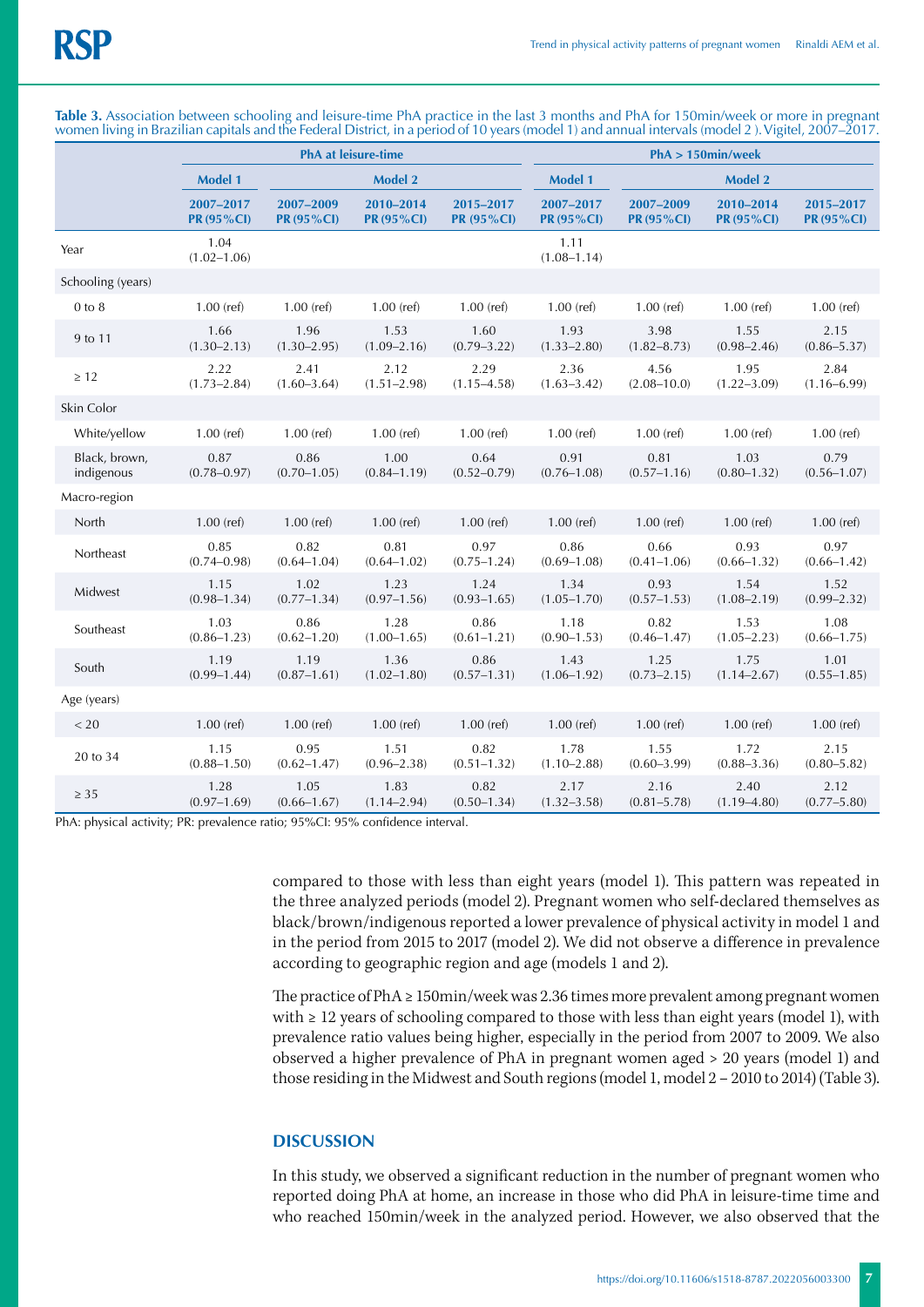**Table 3.** Association between schooling and leisure-time PhA practice in the last 3 months and PhA for 150min/week or more in pregnant women living in Brazilian capitals and the Federal District, in a period of 10 years (model 1) and annual intervals (model 2 ). Vigitel, 2007–2017.

| | PhA at leisure-time | | | | PhA > 150min/week | | | |
|---|---|---|---|---|---|---|---|---|
| | Model 1 | Model 2 | | | Model 1 | Model 2 | | |
| | 2007–2017 PR (95%CI) | 2007–2009 PR (95%CI) | 2010–2014 PR (95%CI) | 2015–2017 PR (95%CI) | 2007–2017 PR (95%CI) | 2007–2009 PR (95%CI) | 2010–2014 PR (95%CI) | 2015–2017 PR (95%CI) |
| Year | 1.04 (1.02–1.06) | | | | 1.11 (1.08–1.14) | | | |
| Schooling (years) | | | | | | | | |
| 0 to 8 | 1.00 (ref) | 1.00 (ref) | 1.00 (ref) | 1.00 (ref) | 1.00 (ref) | 1.00 (ref) | 1.00 (ref) | 1.00 (ref) |
| 9 to 11 | 1.66 (1.30–2.13) | 1.96 (1.30–2.95) | 1.53 (1.09–2.16) | 1.60 (0.79–3.22) | 1.93 (1.33–2.80) | 3.98 (1.82–8.73) | 1.55 (0.98–2.46) | 2.15 (0.86–5.37) |
| ≥ 12 | 2.22 (1.73–2.84) | 2.41 (1.60–3.64) | 2.12 (1.51–2.98) | 2.29 (1.15–4.58) | 2.36 (1.63–3.42) | 4.56 (2.08–10.0) | 1.95 (1.22–3.09) | 2.84 (1.16–6.99) |
| Skin Color | | | | | | | | |
| White/yellow | 1.00 (ref) | 1.00 (ref) | 1.00 (ref) | 1.00 (ref) | 1.00 (ref) | 1.00 (ref) | 1.00 (ref) | 1.00 (ref) |
| Black, brown, indigenous | 0.87 (0.78–0.97) | 0.86 (0.70–1.05) | 1.00 (0.84–1.19) | 0.64 (0.52–0.79) | 0.91 (0.76–1.08) | 0.81 (0.57–1.16) | 1.03 (0.80–1.32) | 0.79 (0.56–1.07) |
| Macro-region | | | | | | | | |
| North | 1.00 (ref) | 1.00 (ref) | 1.00 (ref) | 1.00 (ref) | 1.00 (ref) | 1.00 (ref) | 1.00 (ref) | 1.00 (ref) |
| Northeast | 0.85 (0.74–0.98) | 0.82 (0.64–1.04) | 0.81 (0.64–1.02) | 0.97 (0.75–1.24) | 0.86 (0.69–1.08) | 0.66 (0.41–1.06) | 0.93 (0.66–1.32) | 0.97 (0.66–1.42) |
| Midwest | 1.15 (0.98–1.34) | 1.02 (0.77–1.34) | 1.23 (0.97–1.56) | 1.24 (0.93–1.65) | 1.34 (1.05–1.70) | 0.93 (0.57–1.53) | 1.54 (1.08–2.19) | 1.52 (0.99–2.32) |
| Southeast | 1.03 (0.86–1.23) | 0.86 (0.62–1.20) | 1.28 (1.00–1.65) | 0.86 (0.61–1.21) | 1.18 (0.90–1.53) | 0.82 (0.46–1.47) | 1.53 (1.05–2.23) | 1.08 (0.66–1.75) |
| South | 1.19 (0.99–1.44) | 1.19 (0.87–1.61) | 1.36 (1.02–1.80) | 0.86 (0.57–1.31) | 1.43 (1.06–1.92) | 1.25 (0.73–2.15) | 1.75 (1.14–2.67) | 1.01 (0.55–1.85) |
| Age (years) | | | | | | | | |
| < 20 | 1.00 (ref) | 1.00 (ref) | 1.00 (ref) | 1.00 (ref) | 1.00 (ref) | 1.00 (ref) | 1.00 (ref) | 1.00 (ref) |
| 20 to 34 | 1.15 (0.88–1.50) | 0.95 (0.62–1.47) | 1.51 (0.96–2.38) | 0.82 (0.51–1.32) | 1.78 (1.10–2.88) | 1.55 (0.60–3.99) | 1.72 (0.88–3.36) | 2.15 (0.80–5.82) |
| ≥ 35 | 1.28 (0.97–1.69) | 1.05 (0.66–1.67) | 1.83 (1.14–2.94) | 0.82 (0.50–1.34) | 2.17 (1.32–3.58) | 2.16 (0.81–5.78) | 2.40 (1.19–4.80) | 2.12 (0.77–5.80) |

PhA: physical activity; PR: prevalence ratio; 95%CI: 95% confidence interval.

compared to those with less than eight years (model 1). This pattern was repeated in the three analyzed periods (model 2). Pregnant women who self-declared themselves as black/brown/indigenous reported a lower prevalence of physical activity in model 1 and in the period from 2015 to 2017 (model 2). We did not observe a difference in prevalence according to geographic region and age (models 1 and 2).

The practice of PhA ≥ 150min/week was 2.36 times more prevalent among pregnant women with ≥ 12 years of schooling compared to those with less than eight years (model 1), with prevalence ratio values being higher, especially in the period from 2007 to 2009. We also observed a higher prevalence of PhA in pregnant women aged > 20 years (model 1) and those residing in the Midwest and South regions (model 1, model 2 – 2010 to 2014) (Table 3).

## DISCUSSION

In this study, we observed a significant reduction in the number of pregnant women who reported doing PhA at home, an increase in those who did PhA in leisure-time time and who reached 150min/week in the analyzed period. However, we also observed that the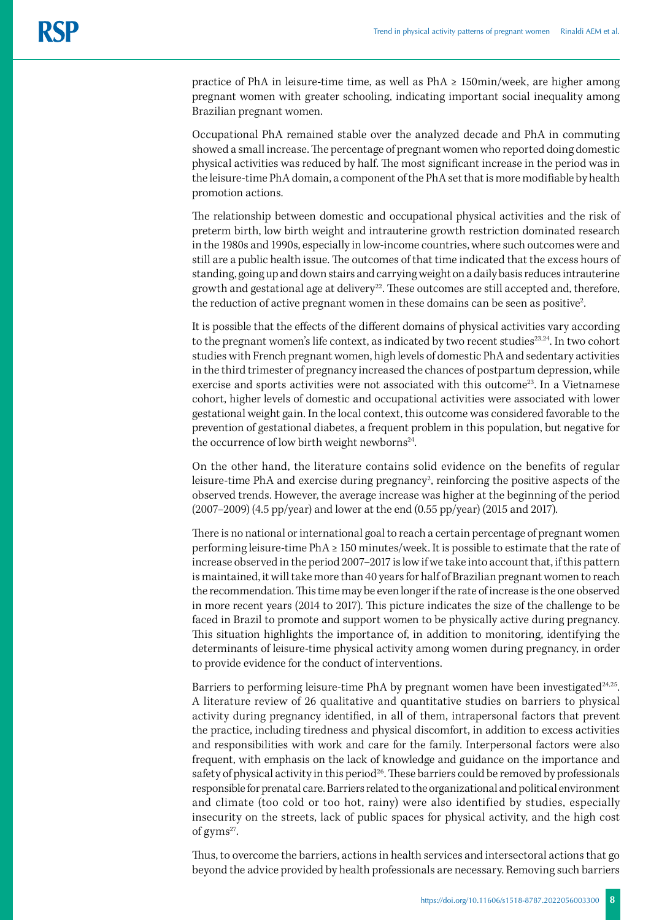practice of PhA in leisure-time time, as well as PhA ≥ 150min/week, are higher among pregnant women with greater schooling, indicating important social inequality among Brazilian pregnant women.

Occupational PhA remained stable over the analyzed decade and PhA in commuting showed a small increase. The percentage of pregnant women who reported doing domestic physical activities was reduced by half. The most significant increase in the period was in the leisure-time PhA domain, a component of the PhA set that is more modifiable by health promotion actions.

The relationship between domestic and occupational physical activities and the risk of preterm birth, low birth weight and intrauterine growth restriction dominated research in the 1980s and 1990s, especially in low-income countries, where such outcomes were and still are a public health issue. The outcomes of that time indicated that the excess hours of standing, going up and down stairs and carrying weight on a daily basis reduces intrauterine growth and gestational age at delivery[22]. These outcomes are still accepted and, therefore, the reduction of active pregnant women in these domains can be seen as positive[2].

It is possible that the effects of the different domains of physical activities vary according to the pregnant women's life context, as indicated by two recent studies[23,24]. In two cohort studies with French pregnant women, high levels of domestic PhA and sedentary activities in the third trimester of pregnancy increased the chances of postpartum depression, while exercise and sports activities were not associated with this outcome[23]. In a Vietnamese cohort, higher levels of domestic and occupational activities were associated with lower gestational weight gain. In the local context, this outcome was considered favorable to the prevention of gestational diabetes, a frequent problem in this population, but negative for the occurrence of low birth weight newborns[24].

On the other hand, the literature contains solid evidence on the benefits of regular leisure-time PhA and exercise during pregnancy[2], reinforcing the positive aspects of the observed trends. However, the average increase was higher at the beginning of the period (2007–2009) (4.5 pp/year) and lower at the end (0.55 pp/year) (2015 and 2017).

There is no national or international goal to reach a certain percentage of pregnant women performing leisure-time PhA ≥ 150 minutes/week. It is possible to estimate that the rate of increase observed in the period 2007–2017 is low if we take into account that, if this pattern is maintained, it will take more than 40 years for half of Brazilian pregnant women to reach the recommendation. This time may be even longer if the rate of increase is the one observed in more recent years (2014 to 2017). This picture indicates the size of the challenge to be faced in Brazil to promote and support women to be physically active during pregnancy. This situation highlights the importance of, in addition to monitoring, identifying the determinants of leisure-time physical activity among women during pregnancy, in order to provide evidence for the conduct of interventions.

Barriers to performing leisure-time PhA by pregnant women have been investigated[24,25]. A literature review of 26 qualitative and quantitative studies on barriers to physical activity during pregnancy identified, in all of them, intrapersonal factors that prevent the practice, including tiredness and physical discomfort, in addition to excess activities and responsibilities with work and care for the family. Interpersonal factors were also frequent, with emphasis on the lack of knowledge and guidance on the importance and safety of physical activity in this period[26]. These barriers could be removed by professionals responsible for prenatal care. Barriers related to the organizational and political environment and climate (too cold or too hot, rainy) were also identified by studies, especially insecurity on the streets, lack of public spaces for physical activity, and the high cost of gyms[27].

Thus, to overcome the barriers, actions in health services and intersectoral actions that go beyond the advice provided by health professionals are necessary. Removing such barriers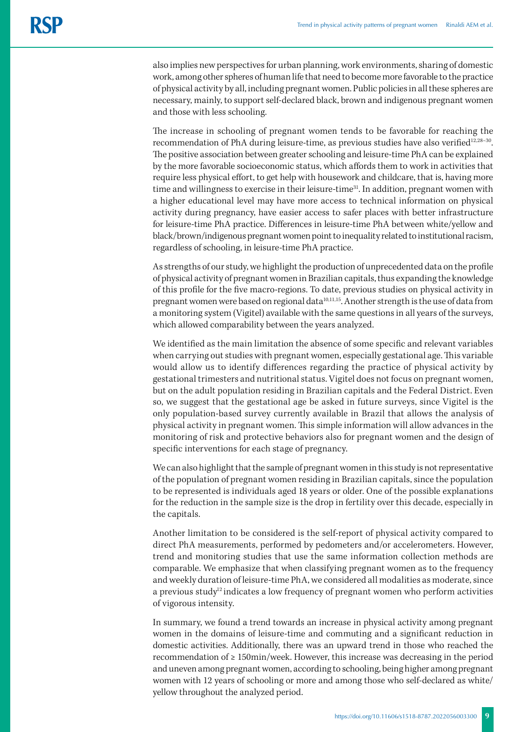also implies new perspectives for urban planning, work environments, sharing of domestic work, among other spheres of human life that need to become more favorable to the practice of physical activity by all, including pregnant women. Public policies in all these spheres are necessary, mainly, to support self-declared black, brown and indigenous pregnant women and those with less schooling.

The increase in schooling of pregnant women tends to be favorable for reaching the recommendation of PhA during leisure-time, as previous studies have also verified[12,28–30]. The positive association between greater schooling and leisure-time PhA can be explained by the more favorable socioeconomic status, which affords them to work in activities that require less physical effort, to get help with housework and childcare, that is, having more time and willingness to exercise in their leisure-time[31]. In addition, pregnant women with a higher educational level may have more access to technical information on physical activity during pregnancy, have easier access to safer places with better infrastructure for leisure-time PhA practice. Differences in leisure-time PhA between white/yellow and black/brown/indigenous pregnant women point to inequality related to institutional racism, regardless of schooling, in leisure-time PhA practice.

As strengths of our study, we highlight the production of unprecedented data on the profile of physical activity of pregnant women in Brazilian capitals, thus expanding the knowledge of this profile for the five macro-regions. To date, previous studies on physical activity in pregnant women were based on regional data[10,11,15]. Another strength is the use of data from a monitoring system (Vigitel) available with the same questions in all years of the surveys, which allowed comparability between the years analyzed.

We identified as the main limitation the absence of some specific and relevant variables when carrying out studies with pregnant women, especially gestational age. This variable would allow us to identify differences regarding the practice of physical activity by gestational trimesters and nutritional status. Vigitel does not focus on pregnant women, but on the adult population residing in Brazilian capitals and the Federal District. Even so, we suggest that the gestational age be asked in future surveys, since Vigitel is the only population-based survey currently available in Brazil that allows the analysis of physical activity in pregnant women. This simple information will allow advances in the monitoring of risk and protective behaviors also for pregnant women and the design of specific interventions for each stage of pregnancy.

We can also highlight that the sample of pregnant women in this study is not representative of the population of pregnant women residing in Brazilian capitals, since the population to be represented is individuals aged 18 years or older. One of the possible explanations for the reduction in the sample size is the drop in fertility over this decade, especially in the capitals.

Another limitation to be considered is the self-report of physical activity compared to direct PhA measurements, performed by pedometers and/or accelerometers. However, trend and monitoring studies that use the same information collection methods are comparable. We emphasize that when classifying pregnant women as to the frequency and weekly duration of leisure-time PhA, we considered all modalities as moderate, since a previous study[12] indicates a low frequency of pregnant women who perform activities of vigorous intensity.

In summary, we found a trend towards an increase in physical activity among pregnant women in the domains of leisure-time and commuting and a significant reduction in domestic activities. Additionally, there was an upward trend in those who reached the recommendation of ≥ 150min/week. However, this increase was decreasing in the period and uneven among pregnant women, according to schooling, being higher among pregnant women with 12 years of schooling or more and among those who self-declared as white/yellow throughout the analyzed period.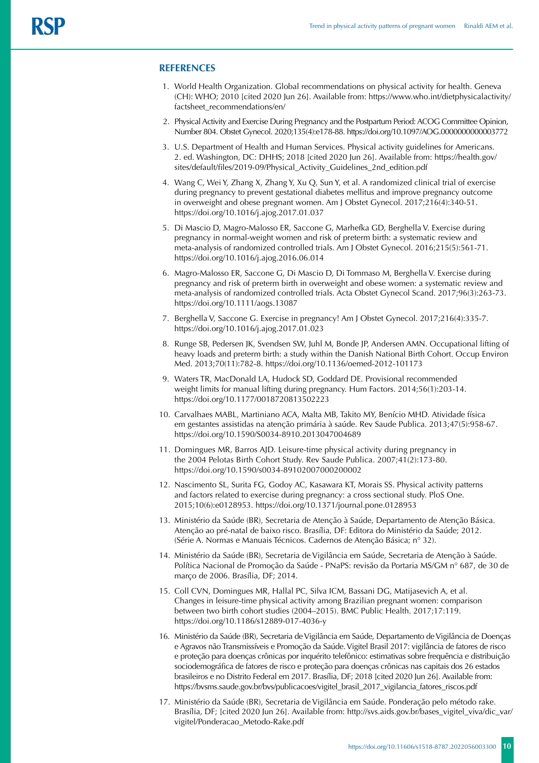## REFERENCES

1. World Health Organization. Global recommendations on physical activity for health. Geneva (CH): WHO; 2010 [cited 2020 Jun 26]. Available from: https://www.who.int/dietphysicalactivity/factsheet_recommendations/en/
2. Physical Activity and Exercise During Pregnancy and the Postpartum Period: ACOG Committee Opinion, Number 804. Obstet Gynecol. 2020;135(4):e178-88. https://doi.org/10.1097/AOG.0000000000003772
3. U.S. Department of Health and Human Services. Physical activity guidelines for Americans. 2. ed. Washington, DC: DHHS; 2018 [cited 2020 Jun 26]. Available from: https://health.gov/sites/default/files/2019-09/Physical_Activity_Guidelines_2nd_edition.pdf
4. Wang C, Wei Y, Zhang X, Zhang Y, Xu Q, Sun Y, et al. A randomized clinical trial of exercise during pregnancy to prevent gestational diabetes mellitus and improve pregnancy outcome in overweight and obese pregnant women. Am J Obstet Gynecol. 2017;216(4):340-51. https://doi.org/10.1016/j.ajog.2017.01.037
5. Di Mascio D, Magro-Malosso ER, Saccone G, Marhefka GD, Berghella V. Exercise during pregnancy in normal-weight women and risk of preterm birth: a systematic review and meta-analysis of randomized controlled trials. Am J Obstet Gynecol. 2016;215(5):561-71. https://doi.org/10.1016/j.ajog.2016.06.014
6. Magro-Malosso ER, Saccone G, Di Mascio D, Di Tommaso M, Berghella V. Exercise during pregnancy and risk of preterm birth in overweight and obese women: a systematic review and meta-analysis of randomized controlled trials. Acta Obstet Gynecol Scand. 2017;96(3):263-73. https://doi.org/10.1111/aogs.13087
7. Berghella V, Saccone G. Exercise in pregnancy! Am J Obstet Gynecol. 2017;216(4):335-7. https://doi.org/10.1016/j.ajog.2017.01.023
8. Runge SB, Pedersen JK, Svendsen SW, Juhl M, Bonde JP, Andersen AMN. Occupational lifting of heavy loads and preterm birth: a study within the Danish National Birth Cohort. Occup Environ Med. 2013;70(11):782-8. https://doi.org/10.1136/oemed-2012-101173
9. Waters TR, MacDonald LA, Hudock SD, Goddard DE. Provisional recommended weight limits for manual lifting during pregnancy. Hum Factors. 2014;56(1):203-14. https://doi.org/10.1177/0018720813502223
10. Carvalhaes MABL, Martiniano ACA, Malta MB, Takito MY, Benício MHD. Atividade física em gestantes assistidas na atenção primária à saúde. Rev Saude Publica. 2013;47(5):958-67. https://doi.org/10.1590/S0034-8910.2013047004689
11. Domingues MR, Barros AJD. Leisure-time physical activity during pregnancy in the 2004 Pelotas Birth Cohort Study. Rev Saude Publica. 2007;41(2):173-80. https://doi.org/10.1590/s0034-89102007000200002
12. Nascimento SL, Surita FG, Godoy AC, Kasawara KT, Morais SS. Physical activity patterns and factors related to exercise during pregnancy: a cross sectional study. PloS One. 2015;10(6):e0128953. https://doi.org/10.1371/journal.pone.0128953
13. Ministério da Saúde (BR), Secretaria de Atenção à Saúde, Departamento de Atenção Básica. Atenção ao pré-natal de baixo risco. Brasília, DF: Editora do Ministério da Saúde; 2012. (Série A. Normas e Manuais Técnicos. Cadernos de Atenção Básica; n° 32).
14. Ministério da Saúde (BR), Secretaria de Vigilância em Saúde, Secretaria de Atenção à Saúde. Política Nacional de Promoção da Saúde - PNaPS: revisão da Portaria MS/GM n° 687, de 30 de março de 2006. Brasília, DF; 2014.
15. Coll CVN, Domingues MR, Hallal PC, Silva ICM, Bassani DG, Matijasevich A, et al. Changes in leisure-time physical activity among Brazilian pregnant women: comparison between two birth cohort studies (2004–2015). BMC Public Health. 2017;17:119. https://doi.org/10.1186/s12889-017-4036-y
16. Ministério da Saúde (BR), Secretaria de Vigilância em Saúde, Departamento de Vigilância de Doenças e Agravos não Transmissíveis e Promoção da Saúde. Vigitel Brasil 2017: vigilância de fatores de risco e proteção para doenças crônicas por inquérito telefônico: estimativas sobre frequência e distribuição sociodemográfica de fatores de risco e proteção para doenças crônicas nas capitais dos 26 estados brasileiros e no Distrito Federal em 2017. Brasília, DF; 2018 [cited 2020 Jun 26]. Available from: https://bvsms.saude.gov.br/bvs/publicacoes/vigitel_brasil_2017_vigilancia_fatores_riscos.pdf
17. Ministério da Saúde (BR), Secretaria de Vigilância em Saúde. Ponderação pelo método rake. Brasília, DF; [cited 2020 Jun 26]. Available from: http://svs.aids.gov.br/bases_vigitel_viva/dic_var/vigitel/Ponderacao_Metodo-Rake.pdf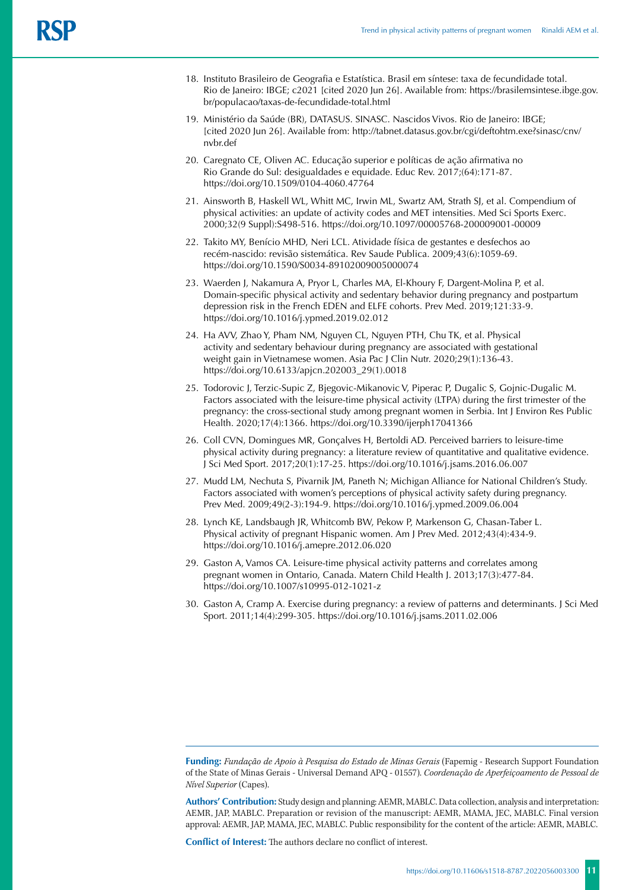18. Instituto Brasileiro de Geografia e Estatística. Brasil em síntese: taxa de fecundidade total. Rio de Janeiro: IBGE; c2021 [cited 2020 Jun 26]. Available from: https://brasilemsintese.ibge.gov.br/populacao/taxas-de-fecundidade-total.html

19. Ministério da Saúde (BR), DATASUS. SINASC. Nascidos Vivos. Rio de Janeiro: IBGE; [cited 2020 Jun 26]. Available from: http://tabnet.datasus.gov.br/cgi/deftohtm.exe?sinasc/cnv/nvbr.def

20. Caregnato CE, Oliven AC. Educação superior e políticas de ação afirmativa no Rio Grande do Sul: desigualdades e equidade. Educ Rev. 2017;(64):171-87. https://doi.org/10.1509/0104-4060.47764

21. Ainsworth B, Haskell WL, Whitt MC, Irwin ML, Swartz AM, Strath SJ, et al. Compendium of physical activities: an update of activity codes and MET intensities. Med Sci Sports Exerc. 2000;32(9 Suppl):S498-516. https://doi.org/10.1097/00005768-200009001-00009

22. Takito MY, Benício MHD, Neri LCL. Atividade física de gestantes e desfechos ao recém-nascido: revisão sistemática. Rev Saude Publica. 2009;43(6):1059-69. https://doi.org/10.1590/S0034-89102009005000074

23. Waerden J, Nakamura A, Pryor L, Charles MA, El-Khoury F, Dargent-Molina P, et al. Domain-specific physical activity and sedentary behavior during pregnancy and postpartum depression risk in the French EDEN and ELFE cohorts. Prev Med. 2019;121:33-9. https://doi.org/10.1016/j.ypmed.2019.02.012

24. Ha AVV, Zhao Y, Pham NM, Nguyen CL, Nguyen PTH, Chu TK, et al. Physical activity and sedentary behaviour during pregnancy are associated with gestational weight gain in Vietnamese women. Asia Pac J Clin Nutr. 2020;29(1):136-43. https://doi.org/10.6133/apjcn.202003_29(1).0018

25. Todorovic J, Terzic-Supic Z, Bjegovic-Mikanovic V, Piperac P, Dugalic S, Gojnic-Dugalic M. Factors associated with the leisure-time physical activity (LTPA) during the first trimester of the pregnancy: the cross-sectional study among pregnant women in Serbia. Int J Environ Res Public Health. 2020;17(4):1366. https://doi.org/10.3390/ijerph17041366

26. Coll CVN, Domingues MR, Gonçalves H, Bertoldi AD. Perceived barriers to leisure-time physical activity during pregnancy: a literature review of quantitative and qualitative evidence. J Sci Med Sport. 2017;20(1):17-25. https://doi.org/10.1016/j.jsams.2016.06.007

27. Mudd LM, Nechuta S, Pivarnik JM, Paneth N; Michigan Alliance for National Children's Study. Factors associated with women's perceptions of physical activity safety during pregnancy. Prev Med. 2009;49(2-3):194-9. https://doi.org/10.1016/j.ypmed.2009.06.004

28. Lynch KE, Landsbaugh JR, Whitcomb BW, Pekow P, Markenson G, Chasan-Taber L. Physical activity of pregnant Hispanic women. Am J Prev Med. 2012;43(4):434-9. https://doi.org/10.1016/j.amepre.2012.06.020

29. Gaston A, Vamos CA. Leisure-time physical activity patterns and correlates among pregnant women in Ontario, Canada. Matern Child Health J. 2013;17(3):477-84. https://doi.org/10.1007/s10995-012-1021-z

30. Gaston A, Cramp A. Exercise during pregnancy: a review of patterns and determinants. J Sci Med Sport. 2011;14(4):299-305. https://doi.org/10.1016/j.jsams.2011.02.006

**Funding:** *Fundação de Apoio à Pesquisa do Estado de Minas Gerais* (Fapemig - Research Support Foundation of the State of Minas Gerais - Universal Demand APQ - 01557). *Coordenação de Aperfeiçoamento de Pessoal de Nível Superior* (Capes).

**Authors' Contribution:** Study design and planning: AEMR, MABLC. Data collection, analysis and interpretation: AEMR, JAP, MABLC. Preparation or revision of the manuscript: AEMR, MAMA, JEC, MABLC. Final version approval: AEMR, JAP, MAMA, JEC, MABLC. Public responsibility for the content of the article: AEMR, MABLC.

**Conflict of Interest:** The authors declare no conflict of interest.